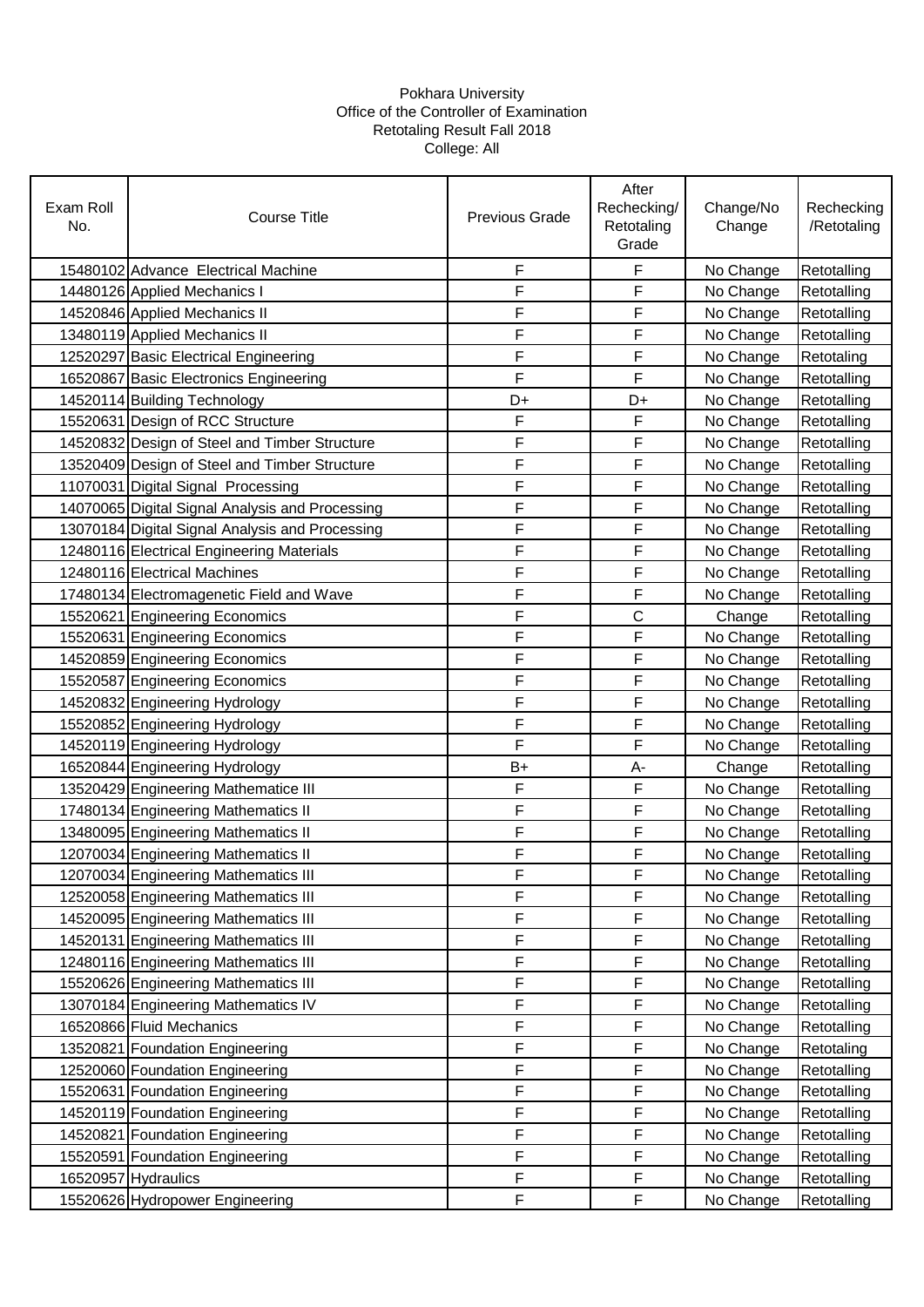Pokhara University
Office of the Controller of Examination
Retotaling Result Fall 2018
College: All

| Exam Roll No. | Course Title | Previous Grade | After Rechecking/ Retotaling Grade | Change/No Change | Rechecking /Retotaling |
|---|---|---|---|---|---|
| 15480102 | Advance Electrical Machine | F | F | No Change | Retotalling |
| 14480126 | Applied Mechanics I | F | F | No Change | Retotalling |
| 14520846 | Applied Mechanics II | F | F | No Change | Retotalling |
| 13480119 | Applied Mechanics II | F | F | No Change | Retotalling |
| 12520297 | Basic Electrical Engineering | F | F | No Change | Retotaling |
| 16520867 | Basic Electronics Engineering | F | F | No Change | Retotalling |
| 14520114 | Building Technology | D+ | D+ | No Change | Retotalling |
| 15520631 | Design of RCC Structure | F | F | No Change | Retotalling |
| 14520832 | Design of Steel and Timber Structure | F | F | No Change | Retotalling |
| 13520409 | Design of Steel and Timber Structure | F | F | No Change | Retotalling |
| 11070031 | Digital Signal Processing | F | F | No Change | Retotalling |
| 14070065 | Digital Signal Analysis and Processing | F | F | No Change | Retotalling |
| 13070184 | Digital Signal Analysis and Processing | F | F | No Change | Retotalling |
| 12480116 | Electrical Engineering Materials | F | F | No Change | Retotalling |
| 12480116 | Electrical Machines | F | F | No Change | Retotalling |
| 17480134 | Electromagenetic Field and Wave | F | F | No Change | Retotalling |
| 15520621 | Engineering Economics | F | C | Change | Retotalling |
| 15520631 | Engineering Economics | F | F | No Change | Retotalling |
| 14520859 | Engineering Economics | F | F | No Change | Retotalling |
| 15520587 | Engineering Economics | F | F | No Change | Retotalling |
| 14520832 | Engineering Hydrology | F | F | No Change | Retotalling |
| 15520852 | Engineering Hydrology | F | F | No Change | Retotalling |
| 14520119 | Engineering Hydrology | F | F | No Change | Retotalling |
| 16520844 | Engineering Hydrology | B+ | A- | Change | Retotalling |
| 13520429 | Engineering Mathematice III | F | F | No Change | Retotalling |
| 17480134 | Engineering Mathematics II | F | F | No Change | Retotalling |
| 13480095 | Engineering Mathematics II | F | F | No Change | Retotalling |
| 12070034 | Engineering Mathematics II | F | F | No Change | Retotalling |
| 12070034 | Engineering Mathematics III | F | F | No Change | Retotalling |
| 12520058 | Engineering Mathematics III | F | F | No Change | Retotalling |
| 14520095 | Engineering Mathematics III | F | F | No Change | Retotalling |
| 14520131 | Engineering Mathematics III | F | F | No Change | Retotalling |
| 12480116 | Engineering Mathematics III | F | F | No Change | Retotalling |
| 15520626 | Engineering Mathematics III | F | F | No Change | Retotalling |
| 13070184 | Engineering Mathematics IV | F | F | No Change | Retotalling |
| 16520866 | Fluid Mechanics | F | F | No Change | Retotalling |
| 13520821 | Foundation Engineering | F | F | No Change | Retotaling |
| 12520060 | Foundation Engineering | F | F | No Change | Retotalling |
| 15520631 | Foundation Engineering | F | F | No Change | Retotalling |
| 14520119 | Foundation Engineering | F | F | No Change | Retotalling |
| 14520821 | Foundation Engineering | F | F | No Change | Retotalling |
| 15520591 | Foundation Engineering | F | F | No Change | Retotalling |
| 16520957 | Hydraulics | F | F | No Change | Retotalling |
| 15520626 | Hydropower Engineering | F | F | No Change | Retotalling |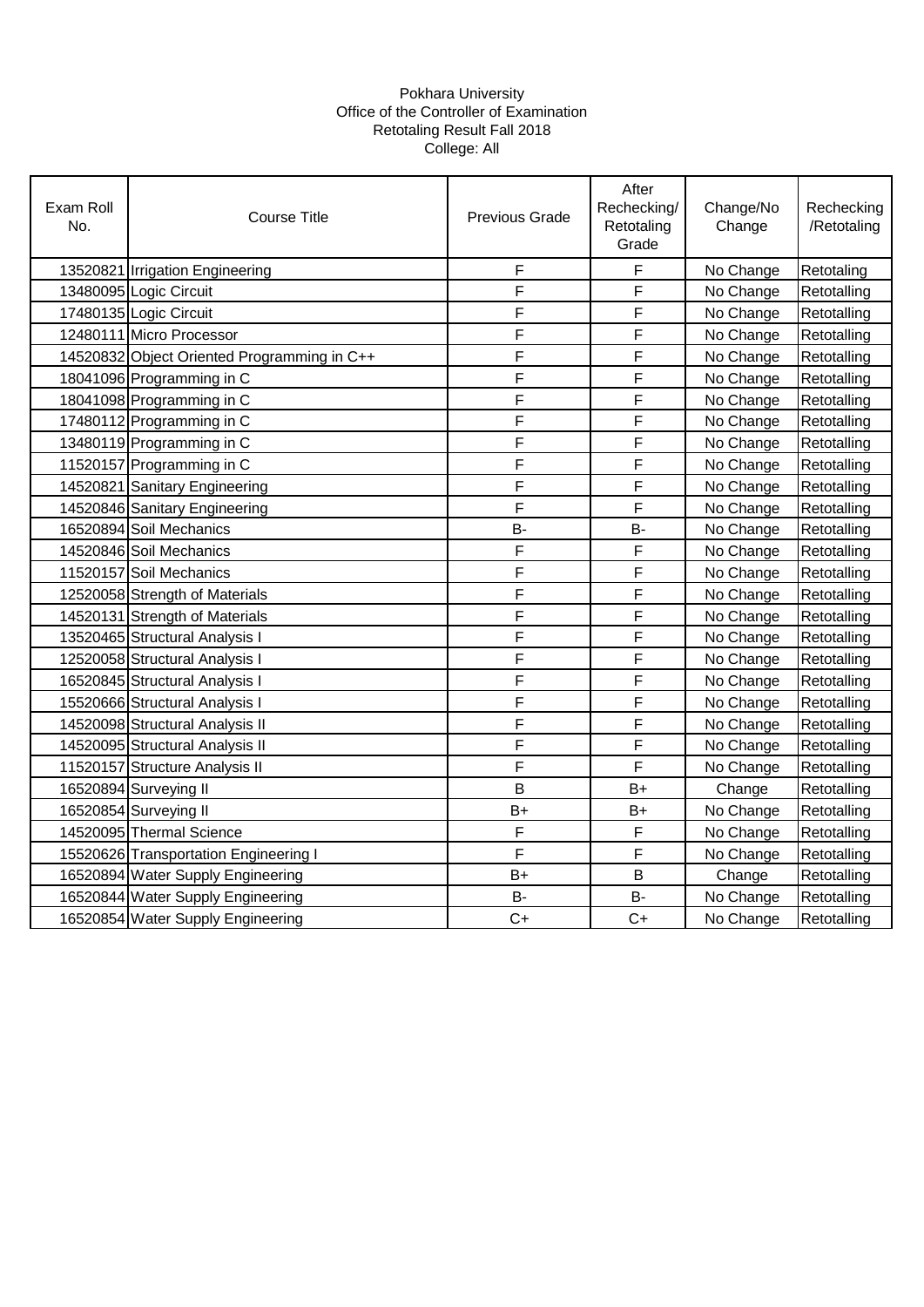Pokhara University

Office of the Controller of Examination

Retotaling Result Fall 2018

College: All

| Exam Roll No. | Course Title | Previous Grade | After Rechecking/ Retotaling Grade | Change/No Change | Rechecking /Retotaling |
|---|---|---|---|---|---|
| 13520821 | Irrigation Engineering | F | F | No Change | Retotaling |
| 13480095 | Logic Circuit | F | F | No Change | Retotalling |
| 17480135 | Logic Circuit | F | F | No Change | Retotalling |
| 12480111 | Micro Processor | F | F | No Change | Retotalling |
| 14520832 | Object Oriented Programming in C++ | F | F | No Change | Retotalling |
| 18041096 | Programming in C | F | F | No Change | Retotalling |
| 18041098 | Programming in C | F | F | No Change | Retotalling |
| 17480112 | Programming in C | F | F | No Change | Retotalling |
| 13480119 | Programming in C | F | F | No Change | Retotalling |
| 11520157 | Programming in C | F | F | No Change | Retotalling |
| 14520821 | Sanitary Engineering | F | F | No Change | Retotalling |
| 14520846 | Sanitary Engineering | F | F | No Change | Retotalling |
| 16520894 | Soil Mechanics | B- | B- | No Change | Retotalling |
| 14520846 | Soil Mechanics | F | F | No Change | Retotalling |
| 11520157 | Soil Mechanics | F | F | No Change | Retotalling |
| 12520058 | Strength of Materials | F | F | No Change | Retotalling |
| 14520131 | Strength of Materials | F | F | No Change | Retotalling |
| 13520465 | Structural Analysis I | F | F | No Change | Retotalling |
| 12520058 | Structural Analysis I | F | F | No Change | Retotalling |
| 16520845 | Structural Analysis I | F | F | No Change | Retotalling |
| 15520666 | Structural Analysis I | F | F | No Change | Retotalling |
| 14520098 | Structural Analysis II | F | F | No Change | Retotalling |
| 14520095 | Structural Analysis II | F | F | No Change | Retotalling |
| 11520157 | Structure Analysis II | F | F | No Change | Retotalling |
| 16520894 | Surveying II | B | B+ | Change | Retotalling |
| 16520854 | Surveying II | B+ | B+ | No Change | Retotalling |
| 14520095 | Thermal Science | F | F | No Change | Retotalling |
| 15520626 | Transportation Engineering I | F | F | No Change | Retotalling |
| 16520894 | Water Supply Engineering | B+ | B | Change | Retotalling |
| 16520844 | Water Supply Engineering | B- | B- | No Change | Retotalling |
| 16520854 | Water Supply Engineering | C+ | C+ | No Change | Retotalling |